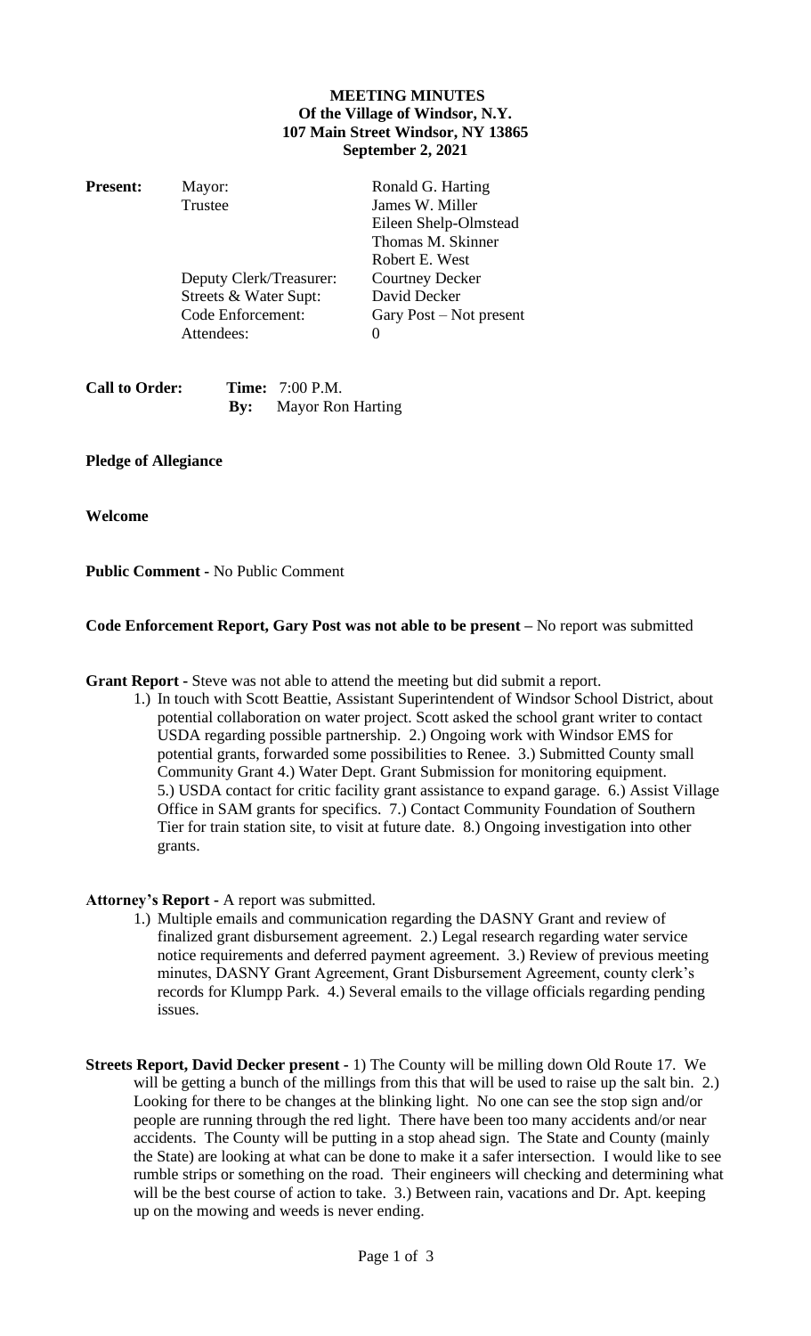# MEETING MINUTES
## Of the Village of Windsor, N.Y.
## 107 Main Street Windsor, NY 13865
## September 2, 2021

| **Present:** | | |
|---|---|---|
| | Mayor: | Ronald G. Harting |
| | Trustee | James W. Miller |
| | | Eileen Shelp-Olmstead |
| | | Thomas M. Skinner |
| | | Robert E. West |
| | Deputy Clerk/Treasurer: | Courtney Decker |
| | Streets & Water Supt: | David Decker |
| | Code Enforcement: | Gary Post – Not present |
| | Attendees: | 0 |

**Call to Order:** **Time:** 7:00 P.M.
**By:** Mayor Ron Harting

**Pledge of Allegiance**

**Welcome**

**Public Comment -** No Public Comment

**Code Enforcement Report, Gary Post was not able to be present –** No report was submitted

**Grant Report -** Steve was not able to attend the meeting but did submit a report.

1.) In touch with Scott Beattie, Assistant Superintendent of Windsor School District, about potential collaboration on water project. Scott asked the school grant writer to contact USDA regarding possible partnership. 2.) Ongoing work with Windsor EMS for potential grants, forwarded some possibilities to Renee. 3.) Submitted County small Community Grant 4.) Water Dept. Grant Submission for monitoring equipment. 5.) USDA contact for critic facility grant assistance to expand garage. 6.) Assist Village Office in SAM grants for specifics. 7.) Contact Community Foundation of Southern Tier for train station site, to visit at future date. 8.) Ongoing investigation into other grants.

**Attorney's Report -** A report was submitted.

1.) Multiple emails and communication regarding the DASNY Grant and review of finalized grant disbursement agreement. 2.) Legal research regarding water service notice requirements and deferred payment agreement. 3.) Review of previous meeting minutes, DASNY Grant Agreement, Grant Disbursement Agreement, county clerk's records for Klumpp Park. 4.) Several emails to the village officials regarding pending issues.

**Streets Report, David Decker present -** 1) The County will be milling down Old Route 17. We will be getting a bunch of the millings from this that will be used to raise up the salt bin. 2.) Looking for there to be changes at the blinking light. No one can see the stop sign and/or people are running through the red light. There have been too many accidents and/or near accidents. The County will be putting in a stop ahead sign. The State and County (mainly the State) are looking at what can be done to make it a safer intersection. I would like to see rumble strips or something on the road. Their engineers will checking and determining what will be the best course of action to take. 3.) Between rain, vacations and Dr. Apt. keeping up on the mowing and weeds is never ending.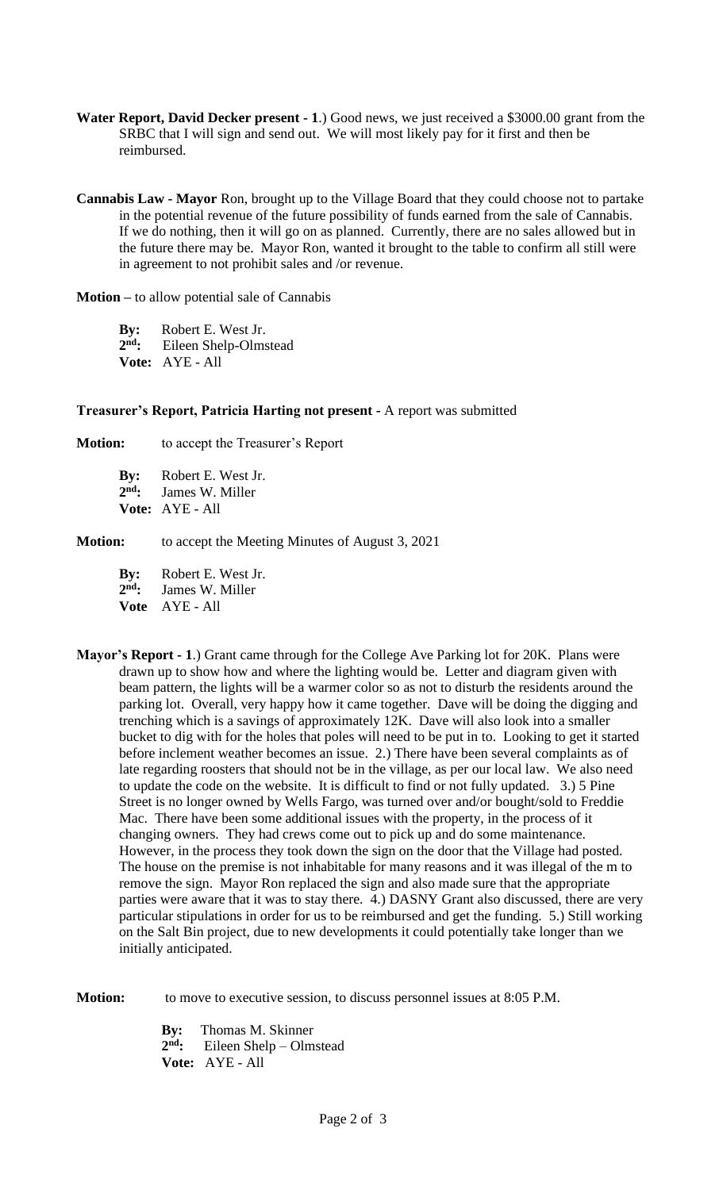**Water Report, David Decker present - 1**.) Good news, we just received a $3000.00 grant from the SRBC that I will sign and send out. We will most likely pay for it first and then be reimbursed.

**Cannabis Law - Mayor** Ron, brought up to the Village Board that they could choose not to partake in the potential revenue of the future possibility of funds earned from the sale of Cannabis. If we do nothing, then it will go on as planned. Currently, there are no sales allowed but in the future there may be. Mayor Ron, wanted it brought to the table to confirm all still were in agreement to not prohibit sales and /or revenue.

**Motion –** to allow potential sale of Cannabis

**By:** Robert E. West Jr.
**2nd:** Eileen Shelp-Olmstead
**Vote:** AYE - All

**Treasurer's Report, Patricia Harting not present** - A report was submitted

**Motion:** to accept the Treasurer's Report

**By:** Robert E. West Jr.
**2nd:** James W. Miller
**Vote:** AYE - All

**Motion:** to accept the Meeting Minutes of August 3, 2021

**By:** Robert E. West Jr.
**2nd:** James W. Miller
**Vote** AYE - All

**Mayor's Report - 1**.) Grant came through for the College Ave Parking lot for 20K. Plans were drawn up to show how and where the lighting would be. Letter and diagram given with beam pattern, the lights will be a warmer color so as not to disturb the residents around the parking lot. Overall, very happy how it came together. Dave will be doing the digging and trenching which is a savings of approximately 12K. Dave will also look into a smaller bucket to dig with for the holes that poles will need to be put in to. Looking to get it started before inclement weather becomes an issue. 2.) There have been several complaints as of late regarding roosters that should not be in the village, as per our local law. We also need to update the code on the website. It is difficult to find or not fully updated. 3.) 5 Pine Street is no longer owned by Wells Fargo, was turned over and/or bought/sold to Freddie Mac. There have been some additional issues with the property, in the process of it changing owners. They had crews come out to pick up and do some maintenance. However, in the process they took down the sign on the door that the Village had posted. The house on the premise is not inhabitable for many reasons and it was illegal of the m to remove the sign. Mayor Ron replaced the sign and also made sure that the appropriate parties were aware that it was to stay there. 4.) DASNY Grant also discussed, there are very particular stipulations in order for us to be reimbursed and get the funding. 5.) Still working on the Salt Bin project, due to new developments it could potentially take longer than we initially anticipated.

**Motion:** to move to executive session, to discuss personnel issues at 8:05 P.M.

**By:** Thomas M. Skinner
**2nd:** Eileen Shelp – Olmstead
**Vote:** AYE - All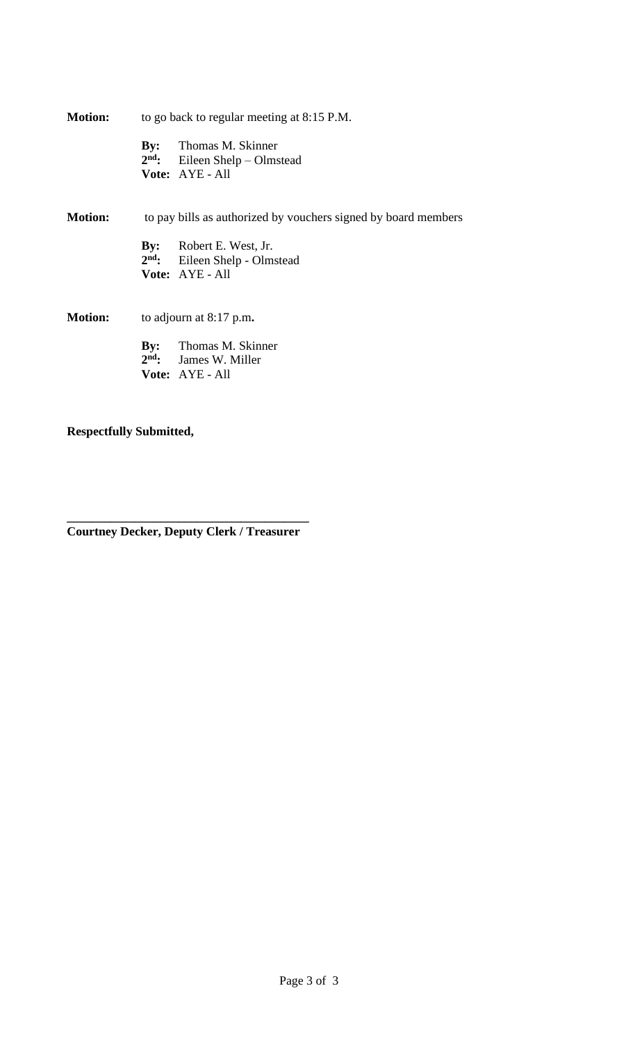**Motion:** to go back to regular meeting at 8:15 P.M.

**By:** Thomas M. Skinner
**2nd:** Eileen Shelp – Olmstead
**Vote:** AYE - All

**Motion:** to pay bills as authorized by vouchers signed by board members

**By:** Robert E. West, Jr.
**2nd:** Eileen Shelp - Olmstead
**Vote:** AYE - All

**Motion:** to adjourn at 8:17 p.m**.**

**By:** Thomas M. Skinner
**2nd:** James W. Miller
**Vote:** AYE - All

**Respectfully Submitted,**

**______________________________________**
**Courtney Decker, Deputy Clerk / Treasurer**